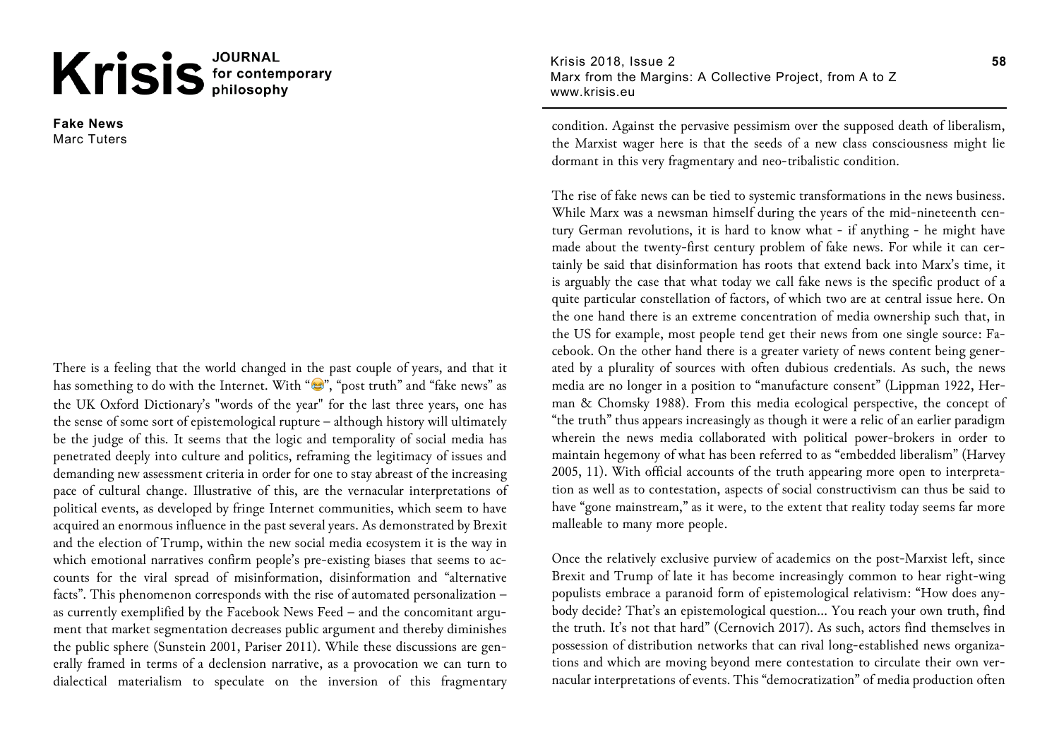# Fake News

Marc Tuters

There is a feeling that the world changed in the past couple of years, and that it has something to do with the Internet. With "😂", "post truth" and "fake news" as the UK Oxford Dictionary's "words of the year" for the last three years, one has the sense of some sort of epistemological rupture – although history will ultimately be the judge of this. It seems that the logic and temporality of social media has penetrated deeply into culture and politics, reframing the legitimacy of issues and demanding new assessment criteria in order for one to stay abreast of the increasing pace of cultural change. Illustrative of this, are the vernacular interpretations of political events, as developed by fringe Internet communities, which seem to have acquired an enormous influence in the past several years. As demonstrated by Brexit and the election of Trump, within the new social media ecosystem it is the way in which emotional narratives confirm people's pre-existing biases that seems to accounts for the viral spread of misinformation, disinformation and "alternative facts". This phenomenon corresponds with the rise of automated personalization – as currently exemplified by the Facebook News Feed – and the concomitant argument that market segmentation decreases public argument and thereby diminishes the public sphere (Sunstein 2001, Pariser 2011). While these discussions are generally framed in terms of a declension narrative, as a provocation we can turn to dialectical materialism to speculate on the inversion of this fragmentary condition. Against the pervasive pessimism over the supposed death of liberalism, the Marxist wager here is that the seeds of a new class consciousness might lie dormant in this very fragmentary and neo-tribalistic condition.

The rise of fake news can be tied to systemic transformations in the news business. While Marx was a newsman himself during the years of the mid-nineteenth century German revolutions, it is hard to know what - if anything - he might have made about the twenty-first century problem of fake news. For while it can certainly be said that disinformation has roots that extend back into Marx's time, it is arguably the case that what today we call fake news is the specific product of a quite particular constellation of factors, of which two are at central issue here. On the one hand there is an extreme concentration of media ownership such that, in the US for example, most people tend get their news from one single source: Facebook. On the other hand there is a greater variety of news content being generated by a plurality of sources with often dubious credentials. As such, the news media are no longer in a position to "manufacture consent" (Lippman 1922, Herman & Chomsky 1988). From this media ecological perspective, the concept of "the truth" thus appears increasingly as though it were a relic of an earlier paradigm wherein the news media collaborated with political power-brokers in order to maintain hegemony of what has been referred to as "embedded liberalism" (Harvey 2005, 11). With official accounts of the truth appearing more open to interpretation as well as to contestation, aspects of social constructivism can thus be said to have "gone mainstream," as it were, to the extent that reality today seems far more malleable to many more people.

Once the relatively exclusive purview of academics on the post-Marxist left, since Brexit and Trump of late it has become increasingly common to hear right-wing populists embrace a paranoid form of epistemological relativism: "How does anybody decide? That's an epistemological question... You reach your own truth, find the truth. It's not that hard" (Cernovich 2017). As such, actors find themselves in possession of distribution networks that can rival long-established news organizations and which are moving beyond mere contestation to circulate their own vernacular interpretations of events. This "democratization" of media production often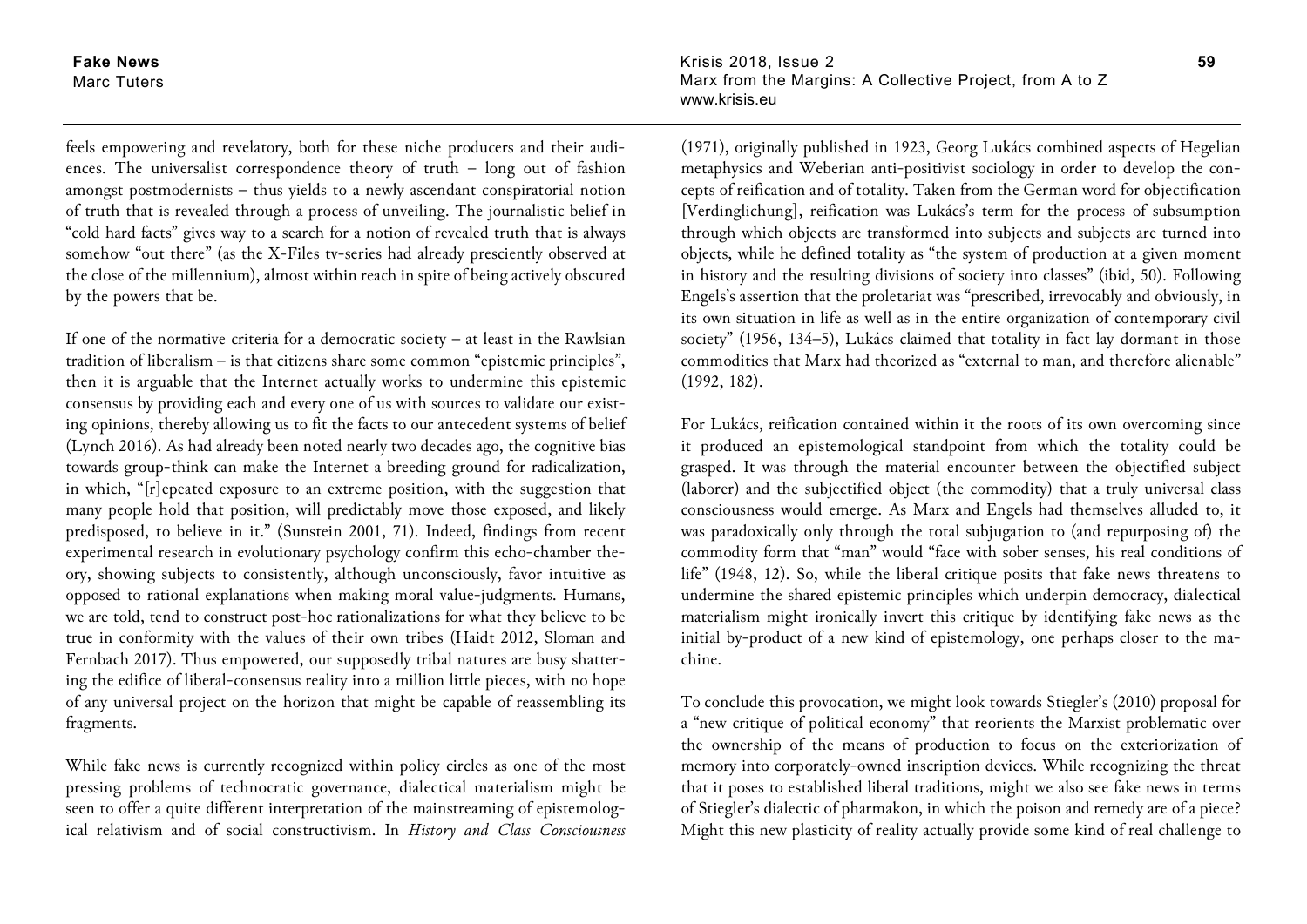feels empowering and revelatory, both for these niche producers and their audiences. The universalist correspondence theory of truth – long out of fashion amongst postmodernists – thus yields to a newly ascendant conspiratorial notion of truth that is revealed through a process of unveiling. The journalistic belief in "cold hard facts" gives way to a search for a notion of revealed truth that is always somehow "out there" (as the X-Files tv-series had already presciently observed at the close of the millennium), almost within reach in spite of being actively obscured by the powers that be.

If one of the normative criteria for a democratic society – at least in the Rawlsian tradition of liberalism – is that citizens share some common "epistemic principles", then it is arguable that the Internet actually works to undermine this epistemic consensus by providing each and every one of us with sources to validate our existing opinions, thereby allowing us to fit the facts to our antecedent systems of belief (Lynch 2016). As had already been noted nearly two decades ago, the cognitive bias towards group-think can make the Internet a breeding ground for radicalization, in which, "[r]epeated exposure to an extreme position, with the suggestion that many people hold that position, will predictably move those exposed, and likely predisposed, to believe in it." (Sunstein 2001, 71). Indeed, findings from recent experimental research in evolutionary psychology confirm this echo-chamber theory, showing subjects to consistently, although unconsciously, favor intuitive as opposed to rational explanations when making moral value-judgments. Humans, we are told, tend to construct post-hoc rationalizations for what they believe to be true in conformity with the values of their own tribes (Haidt 2012, Sloman and Fernbach 2017). Thus empowered, our supposedly tribal natures are busy shattering the edifice of liberal-consensus reality into a million little pieces, with no hope of any universal project on the horizon that might be capable of reassembling its fragments.

While fake news is currently recognized within policy circles as one of the most pressing problems of technocratic governance, dialectical materialism might be seen to offer a quite different interpretation of the mainstreaming of epistemological relativism and of social constructivism. In *History and Class Consciousness* (1971), originally published in 1923, Georg Lukács combined aspects of Hegelian metaphysics and Weberian anti-positivist sociology in order to develop the concepts of reification and of totality. Taken from the German word for objectification [Verdinglichung], reification was Lukács's term for the process of subsumption through which objects are transformed into subjects and subjects are turned into objects, while he defined totality as "the system of production at a given moment in history and the resulting divisions of society into classes" (ibid, 50). Following Engels's assertion that the proletariat was "prescribed, irrevocably and obviously, in its own situation in life as well as in the entire organization of contemporary civil society" (1956, 134–5), Lukács claimed that totality in fact lay dormant in those commodities that Marx had theorized as "external to man, and therefore alienable" (1992, 182).

For Lukács, reification contained within it the roots of its own overcoming since it produced an epistemological standpoint from which the totality could be grasped. It was through the material encounter between the objectified subject (laborer) and the subjectified object (the commodity) that a truly universal class consciousness would emerge. As Marx and Engels had themselves alluded to, it was paradoxically only through the total subjugation to (and repurposing of) the commodity form that "man" would "face with sober senses, his real conditions of life" (1948, 12). So, while the liberal critique posits that fake news threatens to undermine the shared epistemic principles which underpin democracy, dialectical materialism might ironically invert this critique by identifying fake news as the initial by-product of a new kind of epistemology, one perhaps closer to the machine.

To conclude this provocation, we might look towards Stiegler's (2010) proposal for a "new critique of political economy" that reorients the Marxist problematic over the ownership of the means of production to focus on the exteriorization of memory into corporately-owned inscription devices. While recognizing the threat that it poses to established liberal traditions, might we also see fake news in terms of Stiegler's dialectic of pharmakon, in which the poison and remedy are of a piece? Might this new plasticity of reality actually provide some kind of real challenge to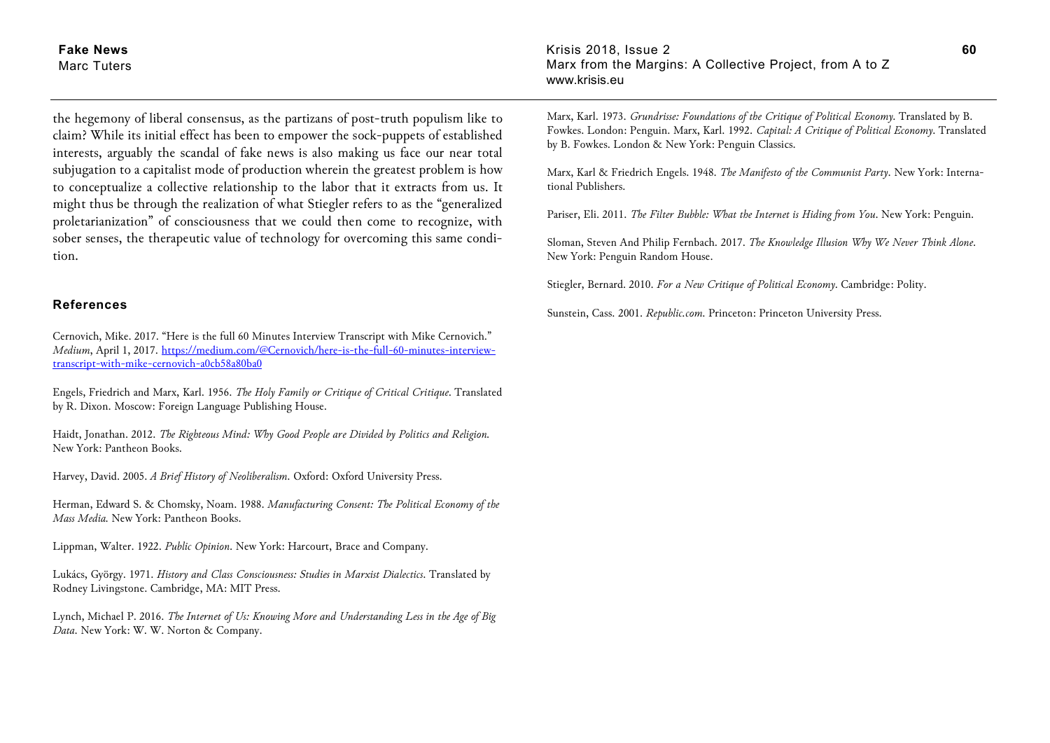the hegemony of liberal consensus, as the partizans of post-truth populism like to claim? While its initial effect has been to empower the sock-puppets of established interests, arguably the scandal of fake news is also making us face our near total subjugation to a capitalist mode of production wherein the greatest problem is how to conceptualize a collective relationship to the labor that it extracts from us. It might thus be through the realization of what Stiegler refers to as the "generalized proletarianization" of consciousness that we could then come to recognize, with sober senses, the therapeutic value of technology for overcoming this same condition.

## References

Cernovich, Mike. 2017. "Here is the full 60 Minutes Interview Transcript with Mike Cernovich." *Medium*, April 1, 2017. https://medium.com/@Cernovich/here-is-the-full-60-minutes-interview-transcript-with-mike-cernovich-a0cb58a80ba0

Engels, Friedrich and Marx, Karl. 1956. *The Holy Family or Critique of Critical Critique*. Translated by R. Dixon. Moscow: Foreign Language Publishing House.

Haidt, Jonathan. 2012. *The Righteous Mind: Why Good People are Divided by Politics and Religion*. New York: Pantheon Books.

Harvey, David. 2005. *A Brief History of Neoliberalism*. Oxford: Oxford University Press.

Herman, Edward S. & Chomsky, Noam. 1988. *Manufacturing Consent: The Political Economy of the Mass Media*. New York: Pantheon Books.

Lippman, Walter. 1922. *Public Opinion*. New York: Harcourt, Brace and Company.

Lukács, György. 1971. *History and Class Consciousness: Studies in Marxist Dialectics*. Translated by Rodney Livingstone. Cambridge, MA: MIT Press.

Lynch, Michael P. 2016. *The Internet of Us: Knowing More and Understanding Less in the Age of Big Data*. New York: W. W. Norton & Company.

Marx, Karl. 1973. *Grundrisse: Foundations of the Critique of Political Economy*. Translated by B. Fowkes. London: Penguin. Marx, Karl. 1992. *Capital: A Critique of Political Economy*. Translated by B. Fowkes. London & New York: Penguin Classics.

Marx, Karl & Friedrich Engels. 1948. *The Manifesto of the Communist Party*. New York: International Publishers.

Pariser, Eli. 2011. *The Filter Bubble: What the Internet is Hiding from You*. New York: Penguin.

Sloman, Steven And Philip Fernbach. 2017. *The Knowledge Illusion Why We Never Think Alone*. New York: Penguin Random House.

Stiegler, Bernard. 2010. *For a New Critique of Political Economy*. Cambridge: Polity.

Sunstein, Cass. 2001. *Republic.com*. Princeton: Princeton University Press.